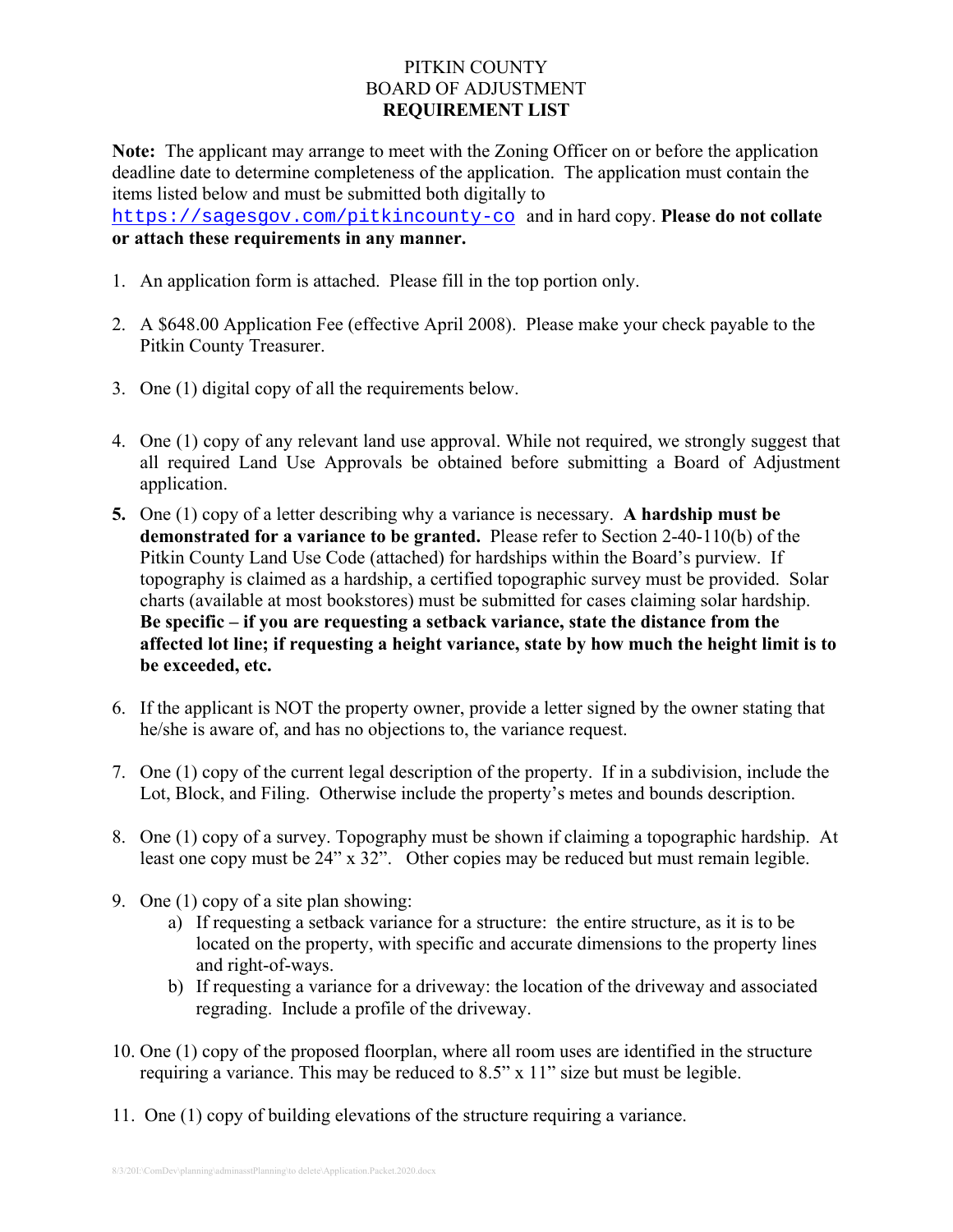# PITKIN COUNTY
# BOARD OF ADJUSTMENT
# **REQUIREMENT LIST**

**Note:** The applicant may arrange to meet with the Zoning Officer on or before the application deadline date to determine completeness of the application. The application must contain the items listed below and must be submitted both digitally to https://sagesgov.com/pitkincounty-co and in hard copy. **Please do not collate or attach these requirements in any manner.**

1. An application form is attached. Please fill in the top portion only.

2. A $648.00 Application Fee (effective April 2008). Please make your check payable to the Pitkin County Treasurer.

3. One (1) digital copy of all the requirements below.

4. One (1) copy of any relevant land use approval. While not required, we strongly suggest that all required Land Use Approvals be obtained before submitting a Board of Adjustment application.

5. One (1) copy of a letter describing why a variance is necessary. **A hardship must be demonstrated for a variance to be granted.** Please refer to Section 2-40-110(b) of the Pitkin County Land Use Code (attached) for hardships within the Board's purview. If topography is claimed as a hardship, a certified topographic survey must be provided. Solar charts (available at most bookstores) must be submitted for cases claiming solar hardship. **Be specific – if you are requesting a setback variance, state the distance from the affected lot line; if requesting a height variance, state by how much the height limit is to be exceeded, etc.**

6. If the applicant is NOT the property owner, provide a letter signed by the owner stating that he/she is aware of, and has no objections to, the variance request.

7. One (1) copy of the current legal description of the property. If in a subdivision, include the Lot, Block, and Filing. Otherwise include the property's metes and bounds description.

8. One (1) copy of a survey. Topography must be shown if claiming a topographic hardship. At least one copy must be 24" x 32". Other copies may be reduced but must remain legible.

9. One (1) copy of a site plan showing:
   a) If requesting a setback variance for a structure: the entire structure, as it is to be located on the property, with specific and accurate dimensions to the property lines and right-of-ways.
   b) If requesting a variance for a driveway: the location of the driveway and associated regrading. Include a profile of the driveway.

10. One (1) copy of the proposed floorplan, where all room uses are identified in the structure requiring a variance. This may be reduced to 8.5" x 11" size but must be legible.

11. One (1) copy of building elevations of the structure requiring a variance.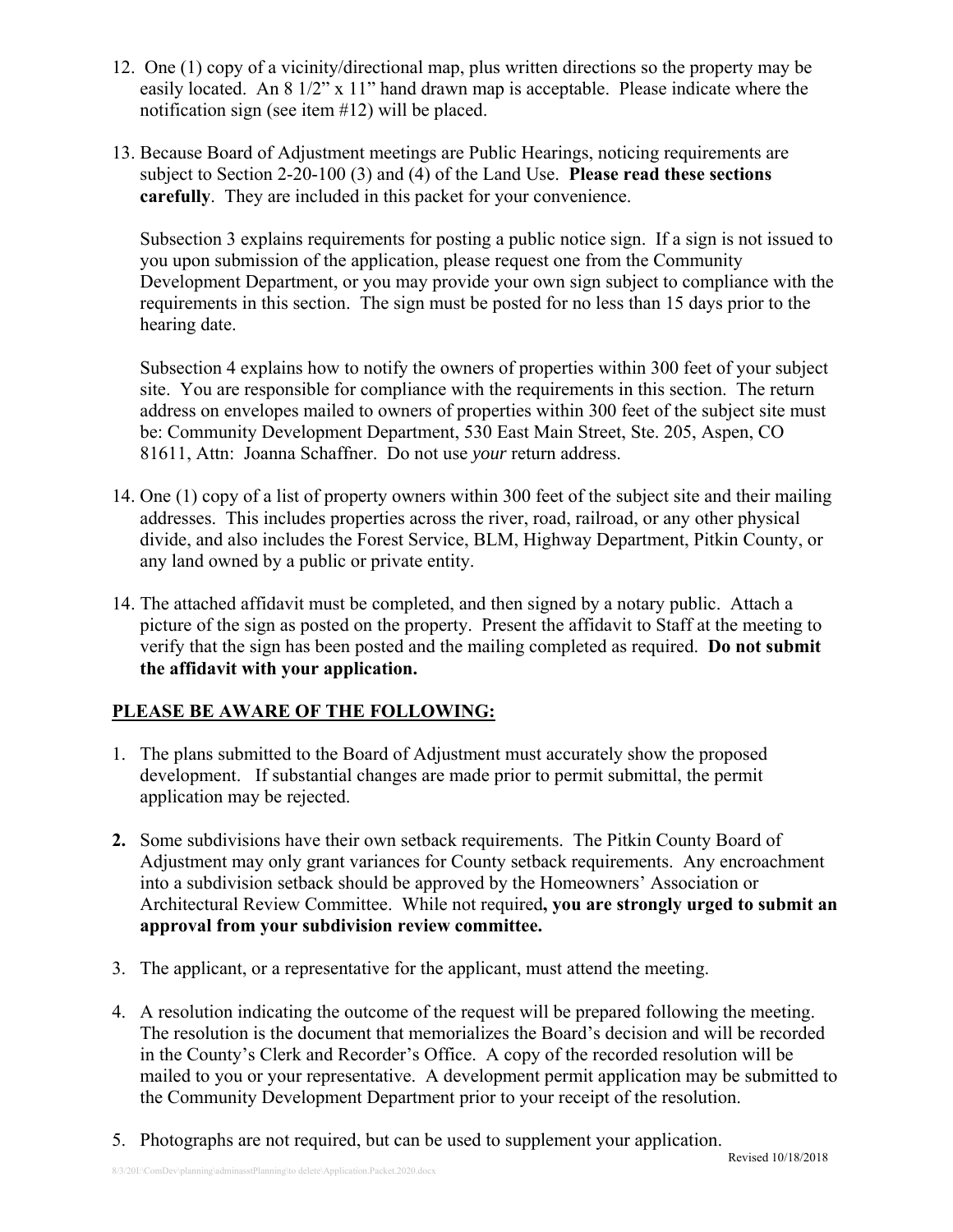12. One (1) copy of a vicinity/directional map, plus written directions so the property may be easily located. An 8 1/2" x 11" hand drawn map is acceptable. Please indicate where the notification sign (see item #12) will be placed.

13. Because Board of Adjustment meetings are Public Hearings, noticing requirements are subject to Section 2-20-100 (3) and (4) of the Land Use. **Please read these sections carefully**. They are included in this packet for your convenience.

    Subsection 3 explains requirements for posting a public notice sign. If a sign is not issued to you upon submission of the application, please request one from the Community Development Department, or you may provide your own sign subject to compliance with the requirements in this section. The sign must be posted for no less than 15 days prior to the hearing date.

    Subsection 4 explains how to notify the owners of properties within 300 feet of your subject site. You are responsible for compliance with the requirements in this section. The return address on envelopes mailed to owners of properties within 300 feet of the subject site must be: Community Development Department, 530 East Main Street, Ste. 205, Aspen, CO 81611, Attn: Joanna Schaffner. Do not use *your* return address.

14. One (1) copy of a list of property owners within 300 feet of the subject site and their mailing addresses. This includes properties across the river, road, railroad, or any other physical divide, and also includes the Forest Service, BLM, Highway Department, Pitkin County, or any land owned by a public or private entity.

14. The attached affidavit must be completed, and then signed by a notary public. Attach a picture of the sign as posted on the property. Present the affidavit to Staff at the meeting to verify that the sign has been posted and the mailing completed as required. **Do not submit the affidavit with your application.**

## PLEASE BE AWARE OF THE FOLLOWING:

1. The plans submitted to the Board of Adjustment must accurately show the proposed development. If substantial changes are made prior to permit submittal, the permit application may be rejected.

2. Some subdivisions have their own setback requirements. The Pitkin County Board of Adjustment may only grant variances for County setback requirements. Any encroachment into a subdivision setback should be approved by the Homeowners' Association or Architectural Review Committee. While not required**, you are strongly urged to submit an approval from your subdivision review committee.**

3. The applicant, or a representative for the applicant, must attend the meeting.

4. A resolution indicating the outcome of the request will be prepared following the meeting. The resolution is the document that memorializes the Board's decision and will be recorded in the County's Clerk and Recorder's Office. A copy of the recorded resolution will be mailed to you or your representative. A development permit application may be submitted to the Community Development Department prior to your receipt of the resolution.

5. Photographs are not required, but can be used to supplement your application.

Revised 10/18/2018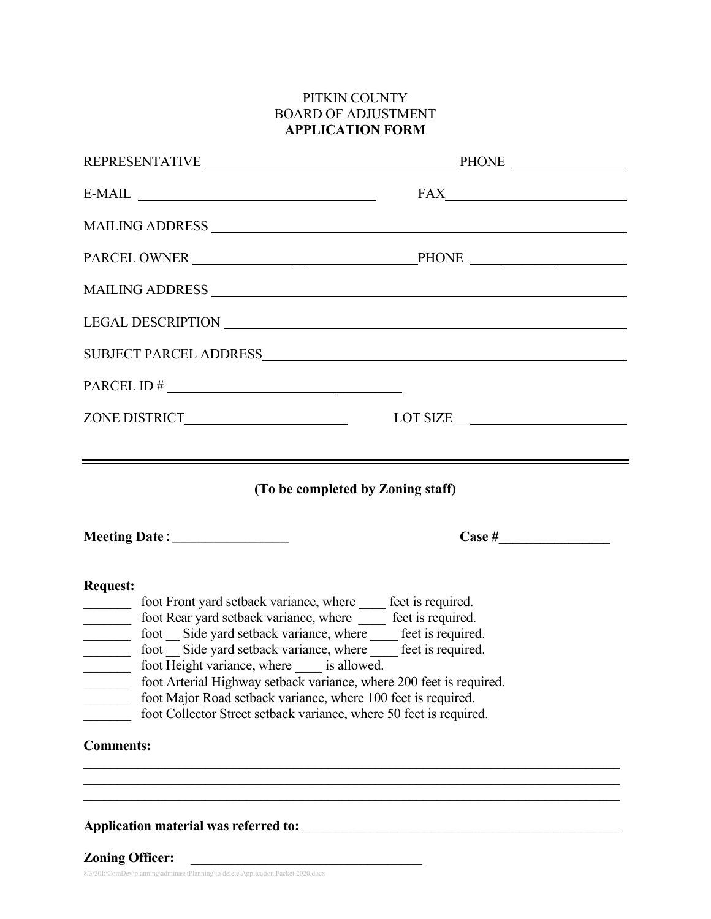PITKIN COUNTY
BOARD OF ADJUSTMENT
**APPLICATION FORM**

REPRESENTATIVE ______________________________ PHONE ______________

E-MAIL ______________________________ FAX ______________________________

MAILING ADDRESS ____________________________________________________________

PARCEL OWNER ______________________________ PHONE ______________

MAILING ADDRESS ____________________________________________________________

LEGAL DESCRIPTION ____________________________________________________________

SUBJECT PARCEL ADDRESS ____________________________________________________________

PARCEL ID # ______________________________

ZONE DISTRICT ______________________ LOT SIZE ______________________

---

**(To be completed by Zoning staff)**

**Meeting Date**: _________________ **Case #**________________

**Request:**

_______ foot Front yard setback variance, where ____ feet is required.
_______ foot Rear yard setback variance, where ____ feet is required.
_______ foot __ Side yard setback variance, where ____ feet is required.
_______ foot __ Side yard setback variance, where ____ feet is required.
_______ foot Height variance, where ____ is allowed.
_______ foot Arterial Highway setback variance, where 200 feet is required.
_______ foot Major Road setback variance, where 100 feet is required.
_______ foot Collector Street setback variance, where 50 feet is required.

**Comments:**

____________________________________________________________________________
____________________________________________________________________________
____________________________________________________________________________

**Application material was referred to:** ____________________________________________

**Zoning Officer:** ______________________________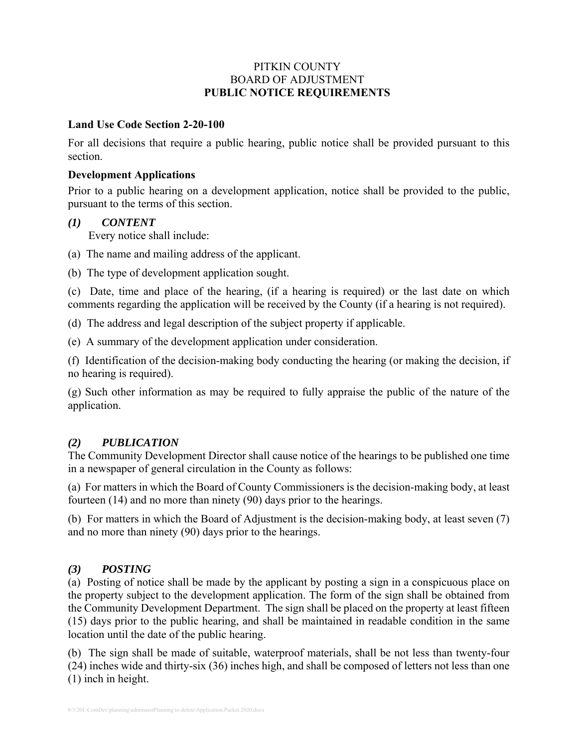PITKIN COUNTY
BOARD OF ADJUSTMENT
**PUBLIC NOTICE REQUIREMENTS**

**Land Use Code Section 2-20-100**

For all decisions that require a public hearing, public notice shall be provided pursuant to this section.

**Development Applications**

Prior to a public hearing on a development application, notice shall be provided to the public, pursuant to the terms of this section.

***(1) CONTENT***

Every notice shall include:

(a) The name and mailing address of the applicant.

(b) The type of development application sought.

(c) Date, time and place of the hearing, (if a hearing is required) or the last date on which comments regarding the application will be received by the County (if a hearing is not required).

(d) The address and legal description of the subject property if applicable.

(e) A summary of the development application under consideration.

(f) Identification of the decision-making body conducting the hearing (or making the decision, if no hearing is required).

(g) Such other information as may be required to fully appraise the public of the nature of the application.

***(2) PUBLICATION***

The Community Development Director shall cause notice of the hearings to be published one time in a newspaper of general circulation in the County as follows:

(a) For matters in which the Board of County Commissioners is the decision-making body, at least fourteen (14) and no more than ninety (90) days prior to the hearings.

(b) For matters in which the Board of Adjustment is the decision-making body, at least seven (7) and no more than ninety (90) days prior to the hearings.

***(3) POSTING***

(a) Posting of notice shall be made by the applicant by posting a sign in a conspicuous place on the property subject to the development application. The form of the sign shall be obtained from the Community Development Department. The sign shall be placed on the property at least fifteen (15) days prior to the public hearing, and shall be maintained in readable condition in the same location until the date of the public hearing.

(b) The sign shall be made of suitable, waterproof materials, shall be not less than twenty-four (24) inches wide and thirty-six (36) inches high, and shall be composed of letters not less than one (1) inch in height.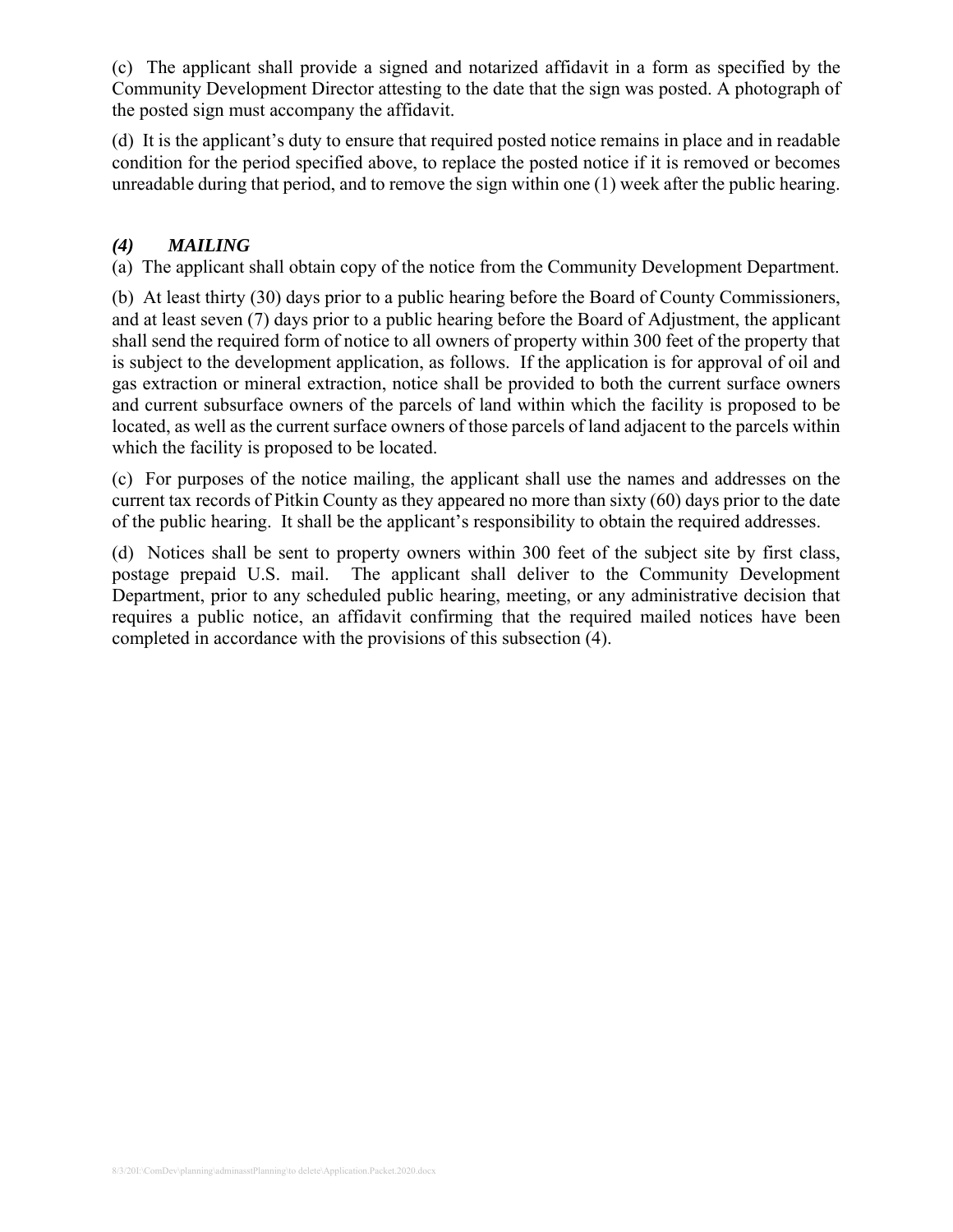(c) The applicant shall provide a signed and notarized affidavit in a form as specified by the Community Development Director attesting to the date that the sign was posted. A photograph of the posted sign must accompany the affidavit.

(d) It is the applicant's duty to ensure that required posted notice remains in place and in readable condition for the period specified above, to replace the posted notice if it is removed or becomes unreadable during that period, and to remove the sign within one (1) week after the public hearing.

### *(4) MAILING*

(a) The applicant shall obtain copy of the notice from the Community Development Department.

(b) At least thirty (30) days prior to a public hearing before the Board of County Commissioners, and at least seven (7) days prior to a public hearing before the Board of Adjustment, the applicant shall send the required form of notice to all owners of property within 300 feet of the property that is subject to the development application, as follows. If the application is for approval of oil and gas extraction or mineral extraction, notice shall be provided to both the current surface owners and current subsurface owners of the parcels of land within which the facility is proposed to be located, as well as the current surface owners of those parcels of land adjacent to the parcels within which the facility is proposed to be located.

(c) For purposes of the notice mailing, the applicant shall use the names and addresses on the current tax records of Pitkin County as they appeared no more than sixty (60) days prior to the date of the public hearing. It shall be the applicant's responsibility to obtain the required addresses.

(d) Notices shall be sent to property owners within 300 feet of the subject site by first class, postage prepaid U.S. mail. The applicant shall deliver to the Community Development Department, prior to any scheduled public hearing, meeting, or any administrative decision that requires a public notice, an affidavit confirming that the required mailed notices have been completed in accordance with the provisions of this subsection (4).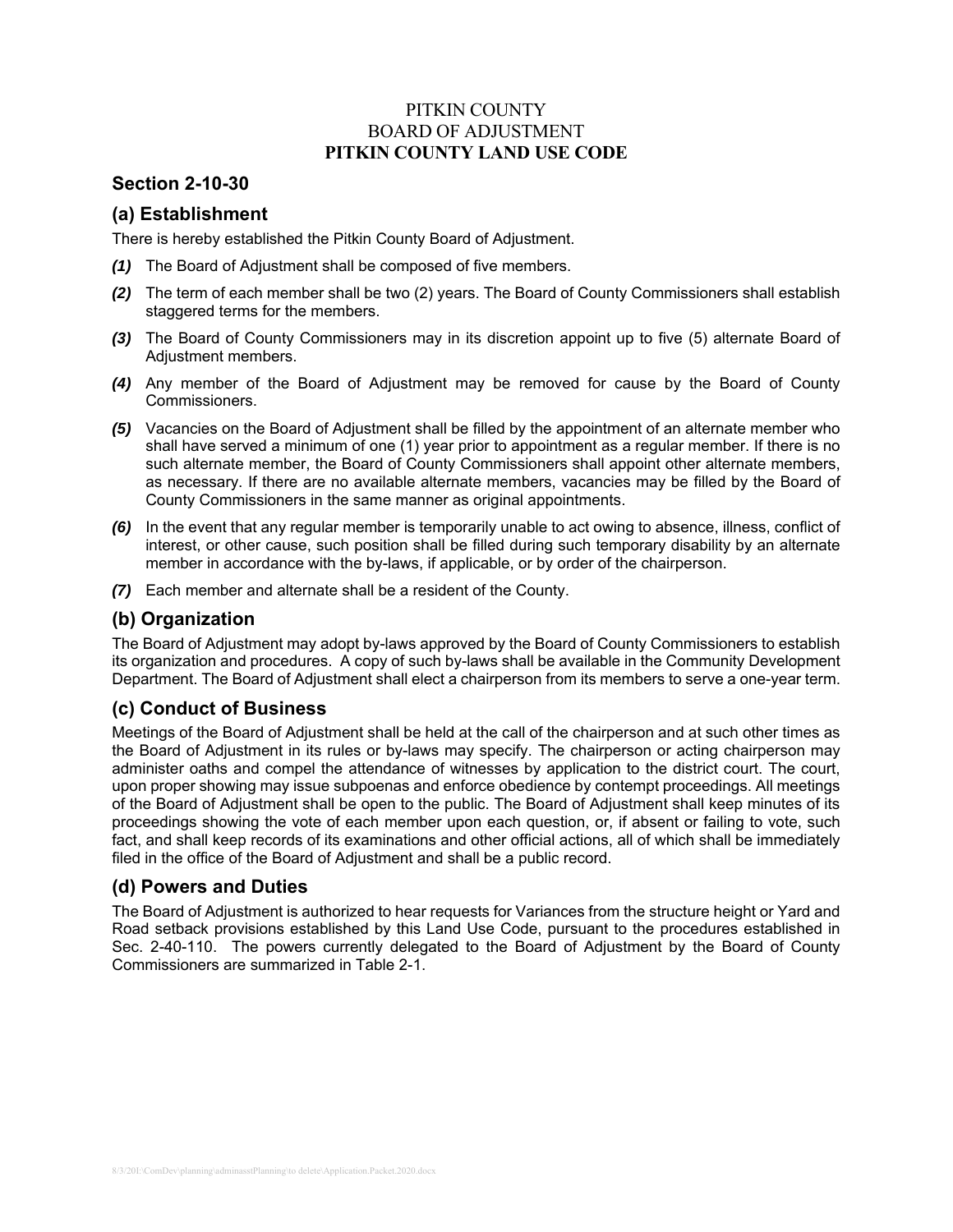PITKIN COUNTY
BOARD OF ADJUSTMENT
**PITKIN COUNTY LAND USE CODE**

## Section 2-10-30

### (a) Establishment

There is hereby established the Pitkin County Board of Adjustment.

***(1)*** The Board of Adjustment shall be composed of five members.

***(2)*** The term of each member shall be two (2) years. The Board of County Commissioners shall establish staggered terms for the members.

***(3)*** The Board of County Commissioners may in its discretion appoint up to five (5) alternate Board of Adjustment members.

***(4)*** Any member of the Board of Adjustment may be removed for cause by the Board of County Commissioners.

***(5)*** Vacancies on the Board of Adjustment shall be filled by the appointment of an alternate member who shall have served a minimum of one (1) year prior to appointment as a regular member. If there is no such alternate member, the Board of County Commissioners shall appoint other alternate members, as necessary. If there are no available alternate members, vacancies may be filled by the Board of County Commissioners in the same manner as original appointments.

***(6)*** In the event that any regular member is temporarily unable to act owing to absence, illness, conflict of interest, or other cause, such position shall be filled during such temporary disability by an alternate member in accordance with the by-laws, if applicable, or by order of the chairperson.

***(7)*** Each member and alternate shall be a resident of the County.

### (b) Organization

The Board of Adjustment may adopt by-laws approved by the Board of County Commissioners to establish its organization and procedures. A copy of such by-laws shall be available in the Community Development Department. The Board of Adjustment shall elect a chairperson from its members to serve a one-year term.

### (c) Conduct of Business

Meetings of the Board of Adjustment shall be held at the call of the chairperson and at such other times as the Board of Adjustment in its rules or by-laws may specify. The chairperson or acting chairperson may administer oaths and compel the attendance of witnesses by application to the district court. The court, upon proper showing may issue subpoenas and enforce obedience by contempt proceedings. All meetings of the Board of Adjustment shall be open to the public. The Board of Adjustment shall keep minutes of its proceedings showing the vote of each member upon each question, or, if absent or failing to vote, such fact, and shall keep records of its examinations and other official actions, all of which shall be immediately filed in the office of the Board of Adjustment and shall be a public record.

### (d) Powers and Duties

The Board of Adjustment is authorized to hear requests for Variances from the structure height or Yard and Road setback provisions established by this Land Use Code, pursuant to the procedures established in Sec. 2-40-110. The powers currently delegated to the Board of Adjustment by the Board of County Commissioners are summarized in Table 2-1.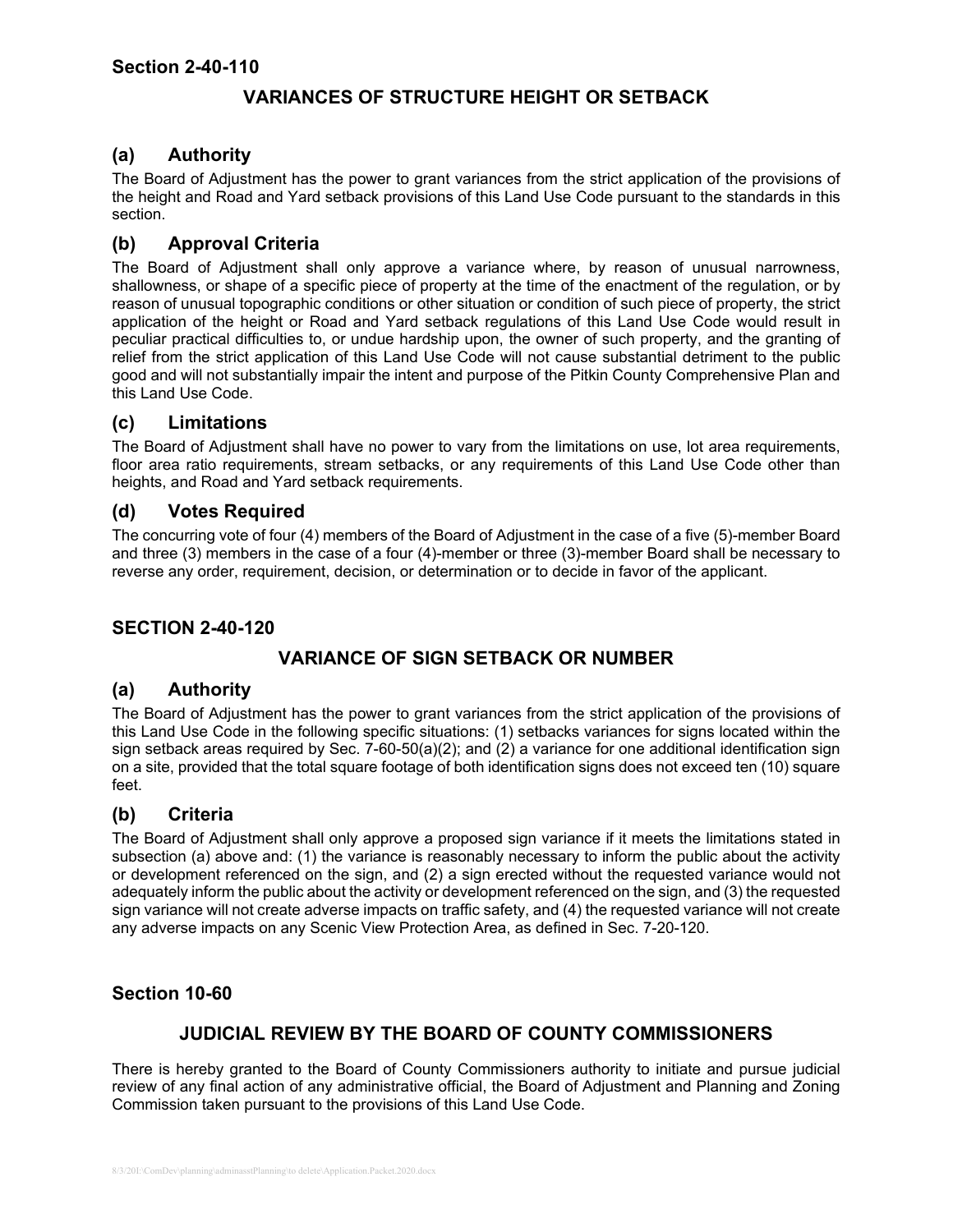## Section 2-40-110

### VARIANCES OF STRUCTURE HEIGHT OR SETBACK

### (a) Authority

The Board of Adjustment has the power to grant variances from the strict application of the provisions of the height and Road and Yard setback provisions of this Land Use Code pursuant to the standards in this section.

### (b) Approval Criteria

The Board of Adjustment shall only approve a variance where, by reason of unusual narrowness, shallowness, or shape of a specific piece of property at the time of the enactment of the regulation, or by reason of unusual topographic conditions or other situation or condition of such piece of property, the strict application of the height or Road and Yard setback regulations of this Land Use Code would result in peculiar practical difficulties to, or undue hardship upon, the owner of such property, and the granting of relief from the strict application of this Land Use Code will not cause substantial detriment to the public good and will not substantially impair the intent and purpose of the Pitkin County Comprehensive Plan and this Land Use Code.

### (c) Limitations

The Board of Adjustment shall have no power to vary from the limitations on use, lot area requirements, floor area ratio requirements, stream setbacks, or any requirements of this Land Use Code other than heights, and Road and Yard setback requirements.

### (d) Votes Required

The concurring vote of four (4) members of the Board of Adjustment in the case of a five (5)-member Board and three (3) members in the case of a four (4)-member or three (3)-member Board shall be necessary to reverse any order, requirement, decision, or determination or to decide in favor of the applicant.

## SECTION 2-40-120

### VARIANCE OF SIGN SETBACK OR NUMBER

### (a) Authority

The Board of Adjustment has the power to grant variances from the strict application of the provisions of this Land Use Code in the following specific situations: (1) setbacks variances for signs located within the sign setback areas required by Sec. 7-60-50(a)(2); and (2) a variance for one additional identification sign on a site, provided that the total square footage of both identification signs does not exceed ten (10) square feet.

### (b) Criteria

The Board of Adjustment shall only approve a proposed sign variance if it meets the limitations stated in subsection (a) above and: (1) the variance is reasonably necessary to inform the public about the activity or development referenced on the sign, and (2) a sign erected without the requested variance would not adequately inform the public about the activity or development referenced on the sign, and (3) the requested sign variance will not create adverse impacts on traffic safety, and (4) the requested variance will not create any adverse impacts on any Scenic View Protection Area, as defined in Sec. 7-20-120.

## Section 10-60

### JUDICIAL REVIEW BY THE BOARD OF COUNTY COMMISSIONERS

There is hereby granted to the Board of County Commissioners authority to initiate and pursue judicial review of any final action of any administrative official, the Board of Adjustment and Planning and Zoning Commission taken pursuant to the provisions of this Land Use Code.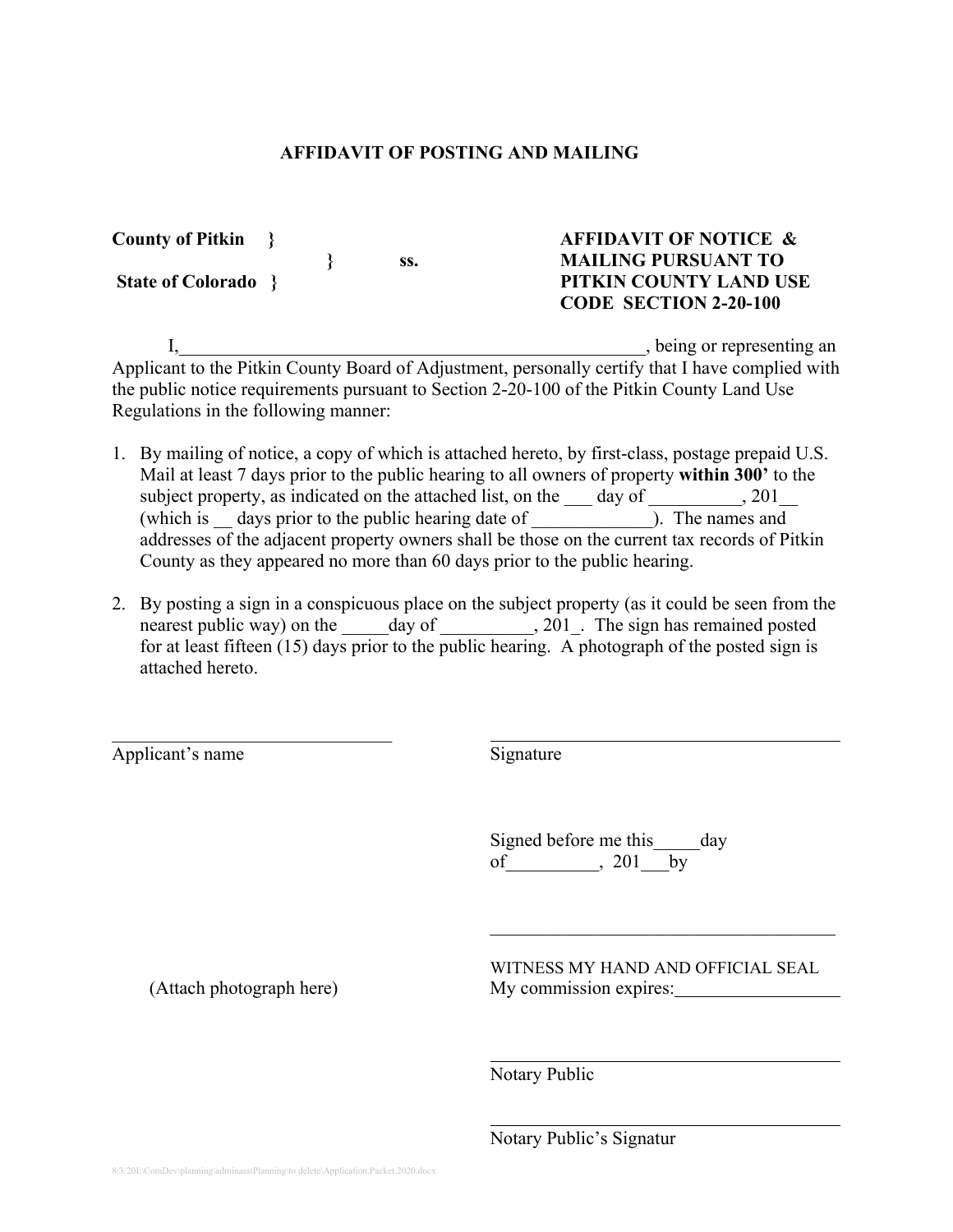## AFFIDAVIT OF POSTING AND MAILING

**County of Pitkin }**
**} ss.**
**State of Colorado }**

**AFFIDAVIT OF NOTICE & MAILING PURSUANT TO PITKIN COUNTY LAND USE CODE SECTION 2-20-100**

I,____________________________________________________, being or representing an Applicant to the Pitkin County Board of Adjustment, personally certify that I have complied with the public notice requirements pursuant to Section 2-20-100 of the Pitkin County Land Use Regulations in the following manner:

1. By mailing of notice, a copy of which is attached hereto, by first-class, postage prepaid U.S. Mail at least 7 days prior to the public hearing to all owners of property **within 300'** to the subject property, as indicated on the attached list, on the ___ day of __________, 201__ (which is __ days prior to the public hearing date of _____________). The names and addresses of the adjacent property owners shall be those on the current tax records of Pitkin County as they appeared no more than 60 days prior to the public hearing.

2. By posting a sign in a conspicuous place on the subject property (as it could be seen from the nearest public way) on the _____day of __________, 201_. The sign has remained posted for at least fifteen (15) days prior to the public hearing. A photograph of the posted sign is attached hereto.

______________________________
Applicant's name

______________________________
Signature

Signed before me this_____day of__________, 201___by

______________________________

WITNESS MY HAND AND OFFICIAL SEAL
My commission expires:__________________

(Attach photograph here)

______________________________
Notary Public

______________________________
Notary Public's Signatur